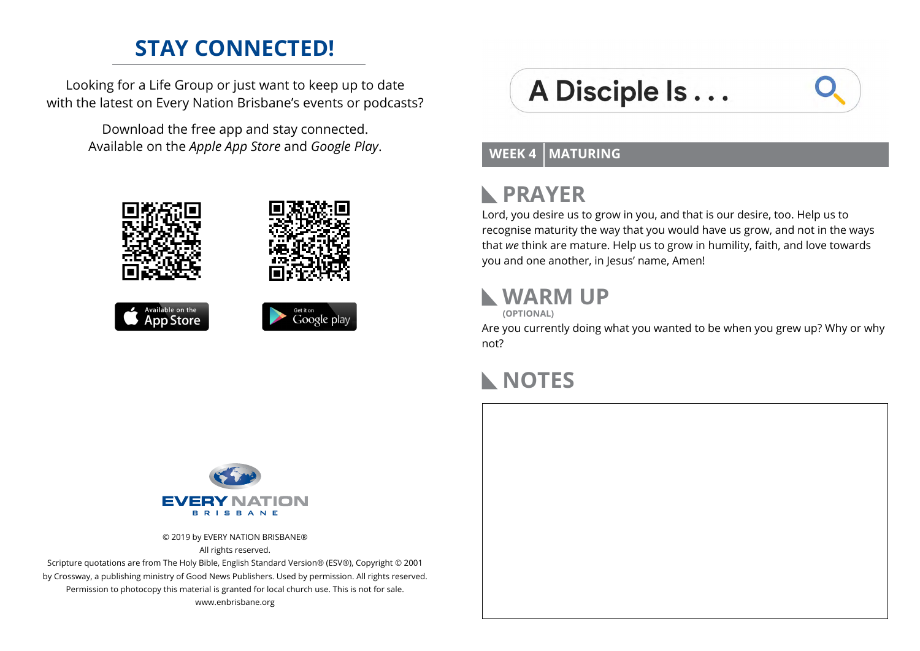## STAY CONNECTED!

Looking for a Life Group or just want to keep up to date with the latest on Every Nation Brisbane's events or podcasts?

Download the free app and stay connected. Available on the *Apple App Store* and *Google Play*.

Available on the App Store

Get it on Google play

EVERY NATION
BRISBANE

© 2019 by EVERY NATION BRISBANE®
All rights reserved.
Scripture quotations are from The Holy Bible, English Standard Version® (ESV®), Copyright © 2001 by Crossway, a publishing ministry of Good News Publishers. Used by permission. All rights reserved.
Permission to photocopy this material is granted for local church use. This is not for sale.
www.enbrisbane.org

# A Disciple Is . . .

**WEEK 4 | MATURING**

## PRAYER

Lord, you desire us to grow in you, and that is our desire, too. Help us to recognise maturity the way that you would have us grow, and not in the ways that *we* think are mature. Help us to grow in humility, faith, and love towards you and one another, in Jesus' name, Amen!

## WARM UP

**(OPTIONAL)**

Are you currently doing what you wanted to be when you grew up? Why or why not?

## NOTES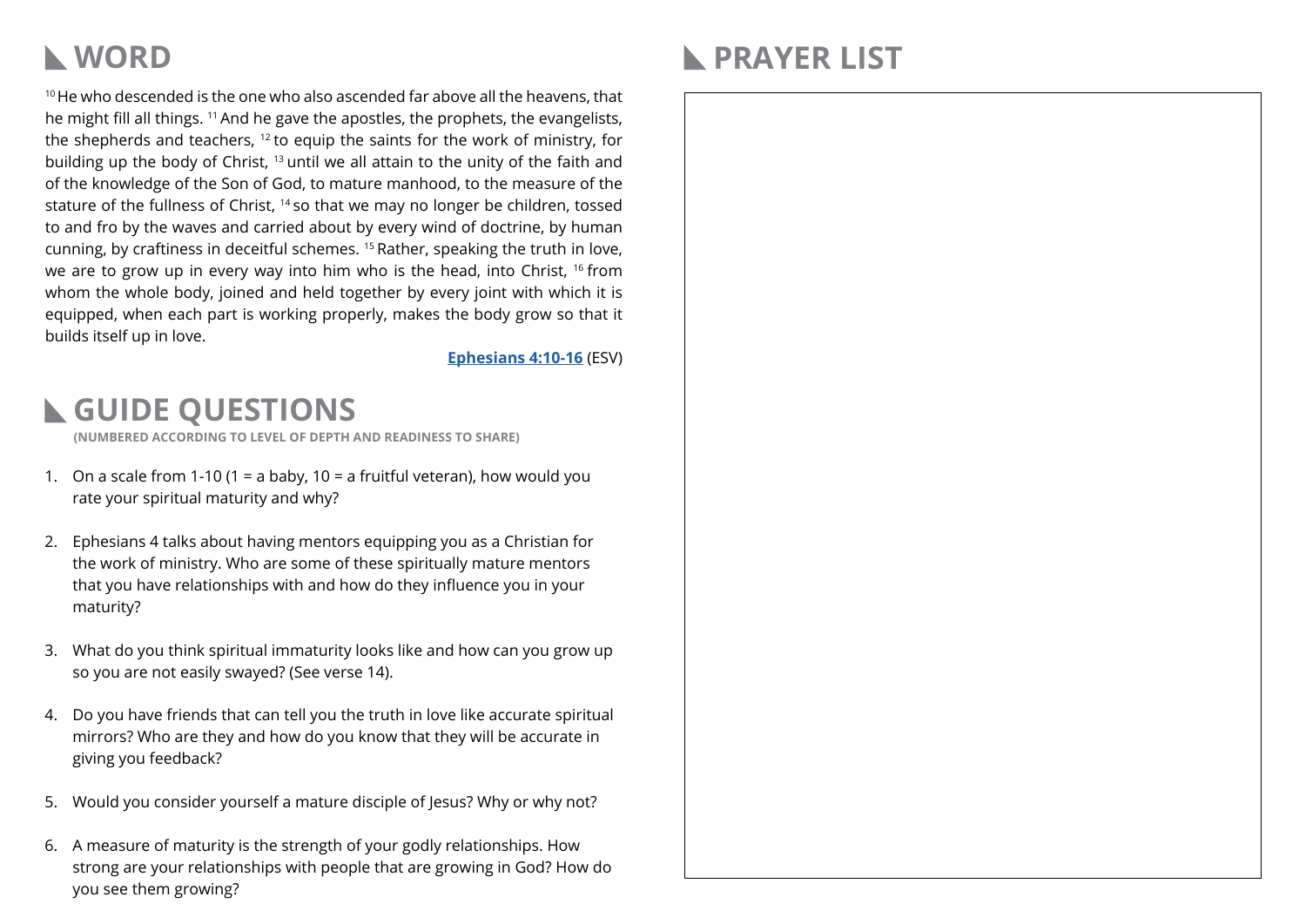## WORD

[10] He who descended is the one who also ascended far above all the heavens, that he might fill all things. [11] And he gave the apostles, the prophets, the evangelists, the shepherds and teachers, [12] to equip the saints for the work of ministry, for building up the body of Christ, [13] until we all attain to the unity of the faith and of the knowledge of the Son of God, to mature manhood, to the measure of the stature of the fullness of Christ, [14] so that we may no longer be children, tossed to and fro by the waves and carried about by every wind of doctrine, by human cunning, by craftiness in deceitful schemes. [15] Rather, speaking the truth in love, we are to grow up in every way into him who is the head, into Christ, [16] from whom the whole body, joined and held together by every joint with which it is equipped, when each part is working properly, makes the body grow so that it builds itself up in love.

**Ephesians 4:10-16** (ESV)

## GUIDE QUESTIONS

**(NUMBERED ACCORDING TO LEVEL OF DEPTH AND READINESS TO SHARE)**

1. On a scale from 1-10 (1 = a baby, 10 = a fruitful veteran), how would you rate your spiritual maturity and why?
2. Ephesians 4 talks about having mentors equipping you as a Christian for the work of ministry. Who are some of these spiritually mature mentors that you have relationships with and how do they influence you in your maturity?
3. What do you think spiritual immaturity looks like and how can you grow up so you are not easily swayed? (See verse 14).
4. Do you have friends that can tell you the truth in love like accurate spiritual mirrors? Who are they and how do you know that they will be accurate in giving you feedback?
5. Would you consider yourself a mature disciple of Jesus? Why or why not?
6. A measure of maturity is the strength of your godly relationships. How strong are your relationships with people that are growing in God? How do you see them growing?

## PRAYER LIST